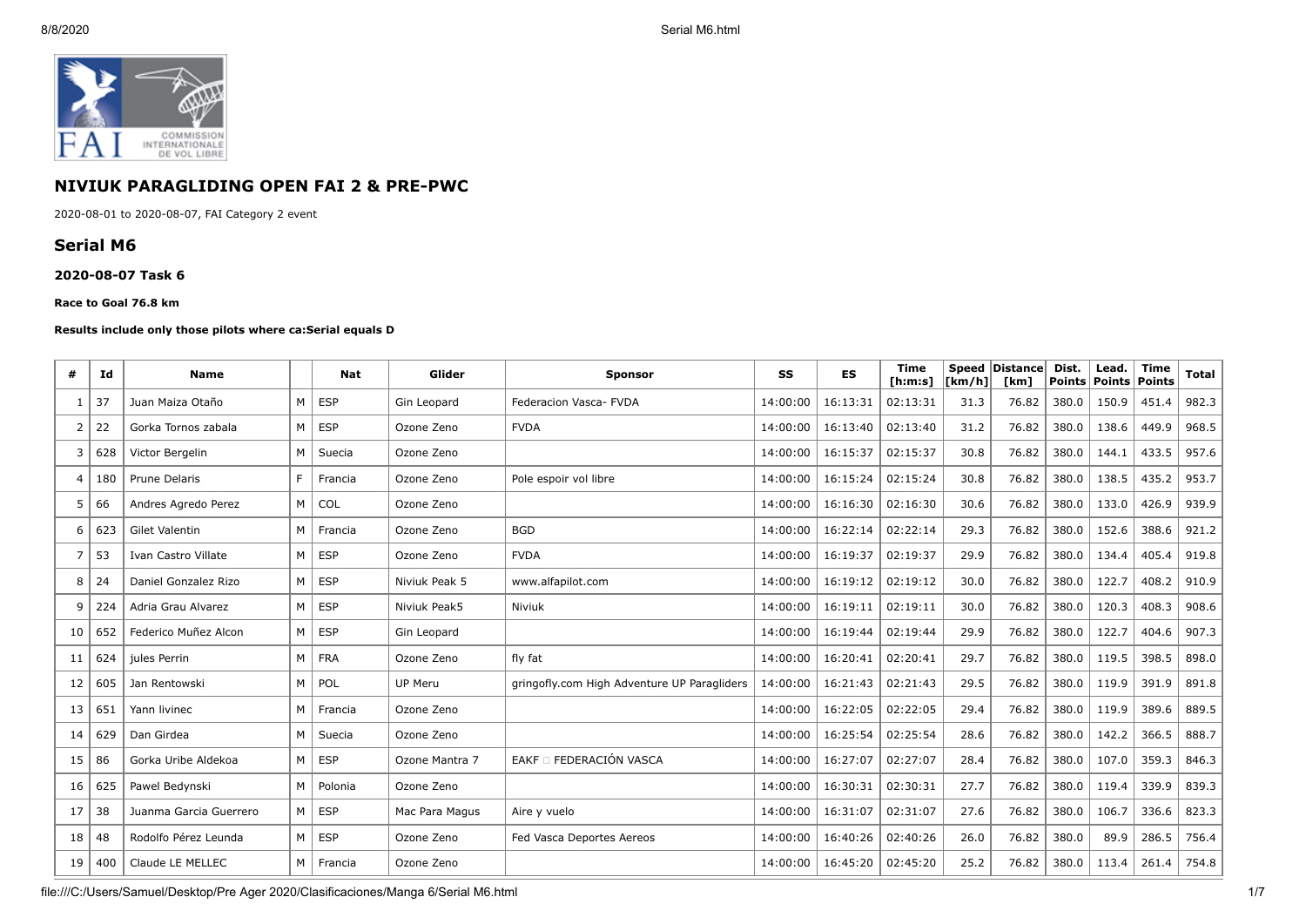## NIVIUK PARAGLIDING OPEN FAI 2 & PRE-PWC

2020-08-01 to 2020-08-07, FAI Category 2 event

## Serial M6

#### 2020-08-07 Task 6

**Race to Goal 76.8 km**

**Results include only those pilots where ca:Serial equals D**

| # | Id | Name | | Nat | Glider | Sponsor | SS | ES | Time [h:m:s] | Speed [km/h] | Distance [km] | Dist. Points | Lead. Points | Time Points | Total |
|---|---|---|---|---|---|---|---|---|---|---|---|---|---|---|---|
| 1 | 37 | Juan Maiza Otaño | M | ESP | Gin Leopard | Federacion Vasca- FVDA | 14:00:00 | 16:13:31 | 02:13:31 | 31.3 | 76.82 | 380.0 | 150.9 | 451.4 | 982.3 |
| 2 | 22 | Gorka Tornos zabala | M | ESP | Ozone Zeno | FVDA | 14:00:00 | 16:13:40 | 02:13:40 | 31.2 | 76.82 | 380.0 | 138.6 | 449.9 | 968.5 |
| 3 | 628 | Victor Bergelin | M | Suecia | Ozone Zeno | | 14:00:00 | 16:15:37 | 02:15:37 | 30.8 | 76.82 | 380.0 | 144.1 | 433.5 | 957.6 |
| 4 | 180 | Prune Delaris | F | Francia | Ozone Zeno | Pole espoir vol libre | 14:00:00 | 16:15:24 | 02:15:24 | 30.8 | 76.82 | 380.0 | 138.5 | 435.2 | 953.7 |
| 5 | 66 | Andres Agredo Perez | M | COL | Ozone Zeno | | 14:00:00 | 16:16:30 | 02:16:30 | 30.6 | 76.82 | 380.0 | 133.0 | 426.9 | 939.9 |
| 6 | 623 | Gilet Valentin | M | Francia | Ozone Zeno | BGD | 14:00:00 | 16:22:14 | 02:22:14 | 29.3 | 76.82 | 380.0 | 152.6 | 388.6 | 921.2 |
| 7 | 53 | Ivan Castro Villate | M | ESP | Ozone Zeno | FVDA | 14:00:00 | 16:19:37 | 02:19:37 | 29.9 | 76.82 | 380.0 | 134.4 | 405.4 | 919.8 |
| 8 | 24 | Daniel Gonzalez Rizo | M | ESP | Niviuk Peak 5 | www.alfapilot.com | 14:00:00 | 16:19:12 | 02:19:12 | 30.0 | 76.82 | 380.0 | 122.7 | 408.2 | 910.9 |
| 9 | 224 | Adria Grau Alvarez | M | ESP | Niviuk Peak5 | Niviuk | 14:00:00 | 16:19:11 | 02:19:11 | 30.0 | 76.82 | 380.0 | 120.3 | 408.3 | 908.6 |
| 10 | 652 | Federico Muñez Alcon | M | ESP | Gin Leopard | | 14:00:00 | 16:19:44 | 02:19:44 | 29.9 | 76.82 | 380.0 | 122.7 | 404.6 | 907.3 |
| 11 | 624 | jules Perrin | M | FRA | Ozone Zeno | fly fat | 14:00:00 | 16:20:41 | 02:20:41 | 29.7 | 76.82 | 380.0 | 119.5 | 398.5 | 898.0 |
| 12 | 605 | Jan Rentowski | M | POL | UP Meru | gringofly.com High Adventure UP Paragliders | 14:00:00 | 16:21:43 | 02:21:43 | 29.5 | 76.82 | 380.0 | 119.9 | 391.9 | 891.8 |
| 13 | 651 | Yann livinec | M | Francia | Ozone Zeno | | 14:00:00 | 16:22:05 | 02:22:05 | 29.4 | 76.82 | 380.0 | 119.9 | 389.6 | 889.5 |
| 14 | 629 | Dan Girdea | M | Suecia | Ozone Zeno | | 14:00:00 | 16:25:54 | 02:25:54 | 28.6 | 76.82 | 380.0 | 142.2 | 366.5 | 888.7 |
| 15 | 86 | Gorka Uribe Aldekoa | M | ESP | Ozone Mantra 7 | EAKF □ FEDERACIÓN VASCA | 14:00:00 | 16:27:07 | 02:27:07 | 28.4 | 76.82 | 380.0 | 107.0 | 359.3 | 846.3 |
| 16 | 625 | Pawel Bedynski | M | Polonia | Ozone Zeno | | 14:00:00 | 16:30:31 | 02:30:31 | 27.7 | 76.82 | 380.0 | 119.4 | 339.9 | 839.3 |
| 17 | 38 | Juanma Garcia Guerrero | M | ESP | Mac Para Magus | Aire y vuelo | 14:00:00 | 16:31:07 | 02:31:07 | 27.6 | 76.82 | 380.0 | 106.7 | 336.6 | 823.3 |
| 18 | 48 | Rodolfo Pérez Leunda | M | ESP | Ozone Zeno | Fed Vasca Deportes Aereos | 14:00:00 | 16:40:26 | 02:40:26 | 26.0 | 76.82 | 380.0 | 89.9 | 286.5 | 756.4 |
| 19 | 400 | Claude LE MELLEC | M | Francia | Ozone Zeno | | 14:00:00 | 16:45:20 | 02:45:20 | 25.2 | 76.82 | 380.0 | 113.4 | 261.4 | 754.8 |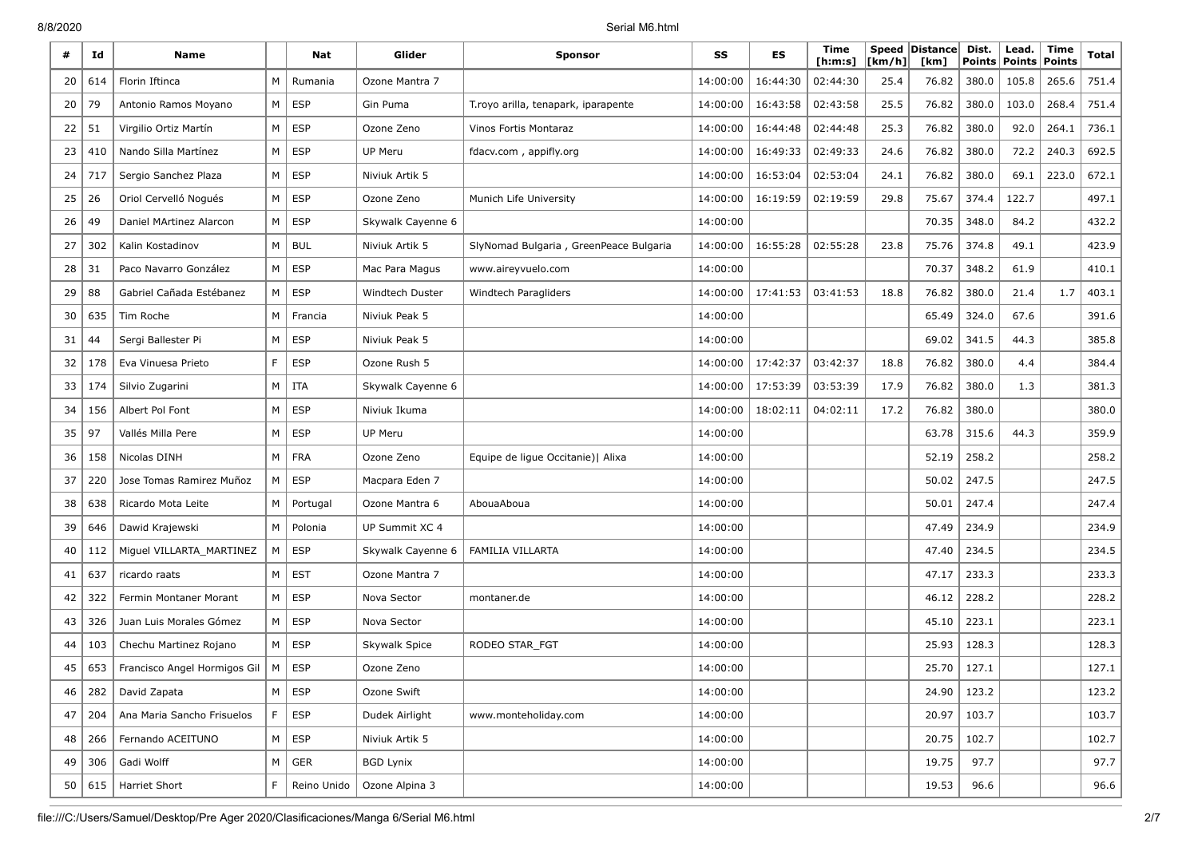| # | Id | Name | | Nat | Glider | Sponsor | SS | ES | Time [h:m:s] | Speed [km/h] | Distance [km] | Dist. Points | Lead. Points | Time Points | Total |
|---|---|---|---|---|---|---|---|---|---|---|---|---|---|---|---|
| 20 | 614 | Florin Iftinca | M | Rumania | Ozone Mantra 7 | | 14:00:00 | 16:44:30 | 02:44:30 | 25.4 | 76.82 | 380.0 | 105.8 | 265.6 | 751.4 |
| 20 | 79 | Antonio Ramos Moyano | M | ESP | Gin Puma | T.royo arilla, tenapark, iparapente | 14:00:00 | 16:43:58 | 02:43:58 | 25.5 | 76.82 | 380.0 | 103.0 | 268.4 | 751.4 |
| 22 | 51 | Virgilio Ortiz Martín | M | ESP | Ozone Zeno | Vinos Fortis Montaraz | 14:00:00 | 16:44:48 | 02:44:48 | 25.3 | 76.82 | 380.0 | 92.0 | 264.1 | 736.1 |
| 23 | 410 | Nando Silla Martínez | M | ESP | UP Meru | fdacv.com , appifly.org | 14:00:00 | 16:49:33 | 02:49:33 | 24.6 | 76.82 | 380.0 | 72.2 | 240.3 | 692.5 |
| 24 | 717 | Sergio Sanchez Plaza | M | ESP | Niviuk Artik 5 | | 14:00:00 | 16:53:04 | 02:53:04 | 24.1 | 76.82 | 380.0 | 69.1 | 223.0 | 672.1 |
| 25 | 26 | Oriol Cervelló Nogués | M | ESP | Ozone Zeno | Munich Life University | 14:00:00 | 16:19:59 | 02:19:59 | 29.8 | 75.67 | 374.4 | 122.7 | | 497.1 |
| 26 | 49 | Daniel MArtinez Alarcon | M | ESP | Skywalk Cayenne 6 | | 14:00:00 | | | | 70.35 | 348.0 | 84.2 | | 432.2 |
| 27 | 302 | Kalin Kostadinov | M | BUL | Niviuk Artik 5 | SlyNomad Bulgaria , GreenPeace Bulgaria | 14:00:00 | 16:55:28 | 02:55:28 | 23.8 | 75.76 | 374.8 | 49.1 | | 423.9 |
| 28 | 31 | Paco Navarro González | M | ESP | Mac Para Magus | www.aireyvuelo.com | 14:00:00 | | | | 70.37 | 348.2 | 61.9 | | 410.1 |
| 29 | 88 | Gabriel Cañada Estébanez | M | ESP | Windtech Duster | Windtech Paragliders | 14:00:00 | 17:41:53 | 03:41:53 | 18.8 | 76.82 | 380.0 | 21.4 | 1.7 | 403.1 |
| 30 | 635 | Tim Roche | M | Francia | Niviuk Peak 5 | | 14:00:00 | | | | 65.49 | 324.0 | 67.6 | | 391.6 |
| 31 | 44 | Sergi Ballester Pi | M | ESP | Niviuk Peak 5 | | 14:00:00 | | | | 69.02 | 341.5 | 44.3 | | 385.8 |
| 32 | 178 | Eva Vinuesa Prieto | F | ESP | Ozone Rush 5 | | 14:00:00 | 17:42:37 | 03:42:37 | 18.8 | 76.82 | 380.0 | 4.4 | | 384.4 |
| 33 | 174 | Silvio Zugarini | M | ITA | Skywalk Cayenne 6 | | 14:00:00 | 17:53:39 | 03:53:39 | 17.9 | 76.82 | 380.0 | 1.3 | | 381.3 |
| 34 | 156 | Albert Pol Font | M | ESP | Niviuk Ikuma | | 14:00:00 | 18:02:11 | 04:02:11 | 17.2 | 76.82 | 380.0 | | | 380.0 |
| 35 | 97 | Vallés Milla Pere | M | ESP | UP Meru | | 14:00:00 | | | | 63.78 | 315.6 | 44.3 | | 359.9 |
| 36 | 158 | Nicolas DINH | M | FRA | Ozone Zeno | Equipe de ligue Occitanie)\| Alixa | 14:00:00 | | | | 52.19 | 258.2 | | | 258.2 |
| 37 | 220 | Jose Tomas Ramirez Muñoz | M | ESP | Macpara Eden 7 | | 14:00:00 | | | | 50.02 | 247.5 | | | 247.5 |
| 38 | 638 | Ricardo Mota Leite | M | Portugal | Ozone Mantra 6 | AbouaAboua | 14:00:00 | | | | 50.01 | 247.4 | | | 247.4 |
| 39 | 646 | Dawid Krajewski | M | Polonia | UP Summit XC 4 | | 14:00:00 | | | | 47.49 | 234.9 | | | 234.9 |
| 40 | 112 | Miguel VILLARTA_MARTINEZ | M | ESP | Skywalk Cayenne 6 | FAMILIA VILLARTA | 14:00:00 | | | | 47.40 | 234.5 | | | 234.5 |
| 41 | 637 | ricardo raats | M | EST | Ozone Mantra 7 | | 14:00:00 | | | | 47.17 | 233.3 | | | 233.3 |
| 42 | 322 | Fermin Montaner Morant | M | ESP | Nova Sector | montaner.de | 14:00:00 | | | | 46.12 | 228.2 | | | 228.2 |
| 43 | 326 | Juan Luis Morales Gómez | M | ESP | Nova Sector | | 14:00:00 | | | | 45.10 | 223.1 | | | 223.1 |
| 44 | 103 | Chechu Martinez Rojano | M | ESP | Skywalk Spice | RODEO STAR_FGT | 14:00:00 | | | | 25.93 | 128.3 | | | 128.3 |
| 45 | 653 | Francisco Angel Hormigos Gil | M | ESP | Ozone Zeno | | 14:00:00 | | | | 25.70 | 127.1 | | | 127.1 |
| 46 | 282 | David Zapata | M | ESP | Ozone Swift | | 14:00:00 | | | | 24.90 | 123.2 | | | 123.2 |
| 47 | 204 | Ana Maria Sancho Frisuelos | F | ESP | Dudek Airlight | www.monteholiday.com | 14:00:00 | | | | 20.97 | 103.7 | | | 103.7 |
| 48 | 266 | Fernando ACEITUNO | M | ESP | Niviuk Artik 5 | | 14:00:00 | | | | 20.75 | 102.7 | | | 102.7 |
| 49 | 306 | Gadi Wolff | M | GER | BGD Lynix | | 14:00:00 | | | | 19.75 | 97.7 | | | 97.7 |
| 50 | 615 | Harriet Short | F | Reino Unido | Ozone Alpina 3 | | 14:00:00 | | | | 19.53 | 96.6 | | | 96.6 |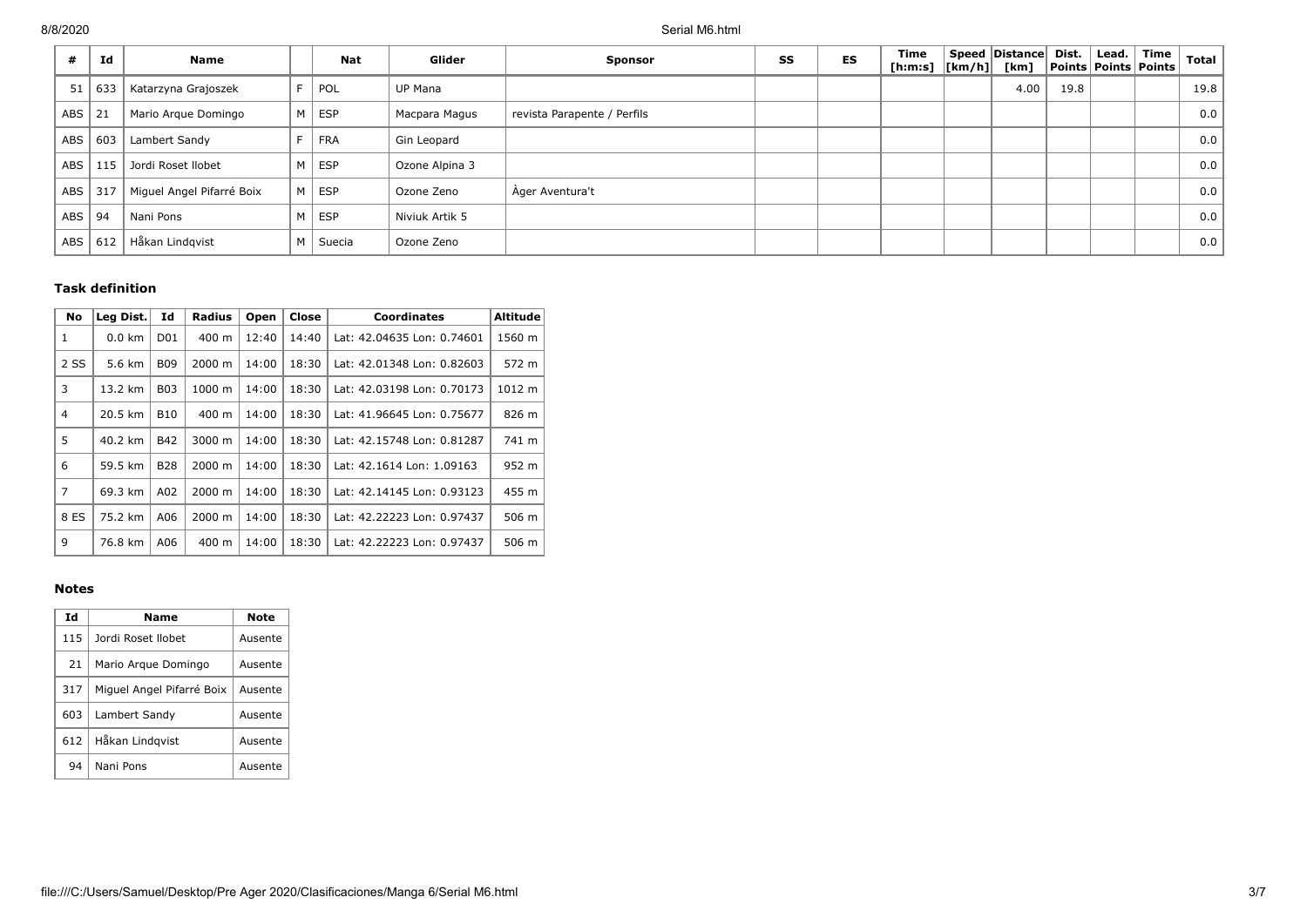| # | Id | Name | | Nat | Glider | Sponsor | SS | ES | Time [h:m:s] | Speed [km/h] | Distance [km] | Dist. Points | Lead. Points | Time Points | Total |
|---|---|---|---|---|---|---|---|---|---|---|---|---|---|---|---|
| 51 | 633 | Katarzyna Grajoszek | F | POL | UP Mana | | | | | | 4.00 | 19.8 | | | 19.8 |
| ABS | 21 | Mario Arque Domingo | M | ESP | Macpara Magus | revista Parapente / Perfils | | | | | | | | | 0.0 |
| ABS | 603 | Lambert Sandy | F | FRA | Gin Leopard | | | | | | | | | | 0.0 |
| ABS | 115 | Jordi Roset llobet | M | ESP | Ozone Alpina 3 | | | | | | | | | | 0.0 |
| ABS | 317 | Miguel Angel Pifarré Boix | M | ESP | Ozone Zeno | Àger Aventura't | | | | | | | | | 0.0 |
| ABS | 94 | Nani Pons | M | ESP | Niviuk Artik 5 | | | | | | | | | | 0.0 |
| ABS | 612 | Håkan Lindqvist | M | Suecia | Ozone Zeno | | | | | | | | | | 0.0 |

### Task definition

| No | Leg Dist. | Id | Radius | Open | Close | Coordinates | Altitude |
|---|---|---|---|---|---|---|---|
| 1 | 0.0 km | D01 | 400 m | 12:40 | 14:40 | Lat: 42.04635 Lon: 0.74601 | 1560 m |
| 2 SS | 5.6 km | B09 | 2000 m | 14:00 | 18:30 | Lat: 42.01348 Lon: 0.82603 | 572 m |
| 3 | 13.2 km | B03 | 1000 m | 14:00 | 18:30 | Lat: 42.03198 Lon: 0.70173 | 1012 m |
| 4 | 20.5 km | B10 | 400 m | 14:00 | 18:30 | Lat: 41.96645 Lon: 0.75677 | 826 m |
| 5 | 40.2 km | B42 | 3000 m | 14:00 | 18:30 | Lat: 42.15748 Lon: 0.81287 | 741 m |
| 6 | 59.5 km | B28 | 2000 m | 14:00 | 18:30 | Lat: 42.1614 Lon: 1.09163 | 952 m |
| 7 | 69.3 km | A02 | 2000 m | 14:00 | 18:30 | Lat: 42.14145 Lon: 0.93123 | 455 m |
| 8 ES | 75.2 km | A06 | 2000 m | 14:00 | 18:30 | Lat: 42.22223 Lon: 0.97437 | 506 m |
| 9 | 76.8 km | A06 | 400 m | 14:00 | 18:30 | Lat: 42.22223 Lon: 0.97437 | 506 m |

### Notes

| Id | Name | Note |
|---|---|---|
| 115 | Jordi Roset llobet | Ausente |
| 21 | Mario Arque Domingo | Ausente |
| 317 | Miguel Angel Pifarré Boix | Ausente |
| 603 | Lambert Sandy | Ausente |
| 612 | Håkan Lindqvist | Ausente |
| 94 | Nani Pons | Ausente |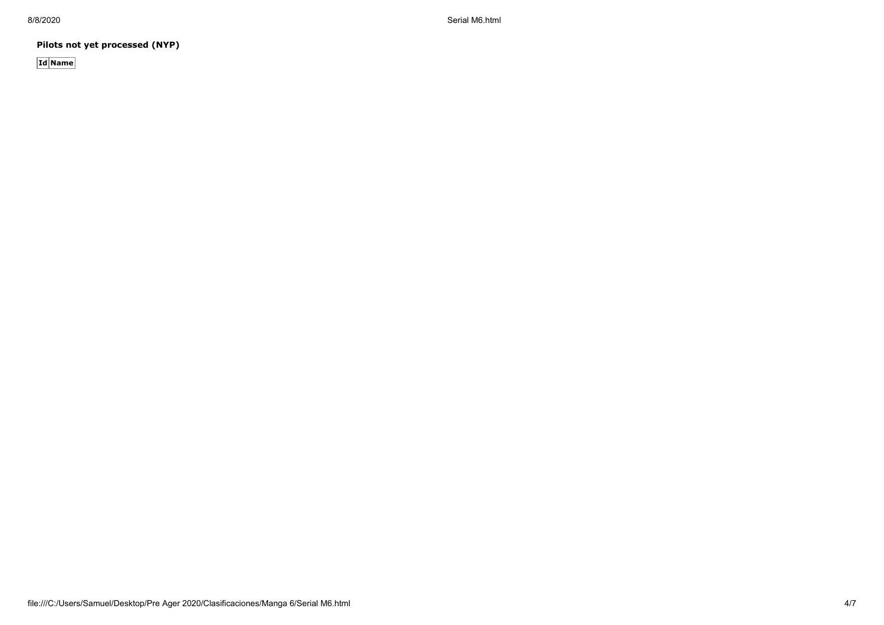**Pilots not yet processed (NYP)**

| Id | Name |
| --- | --- |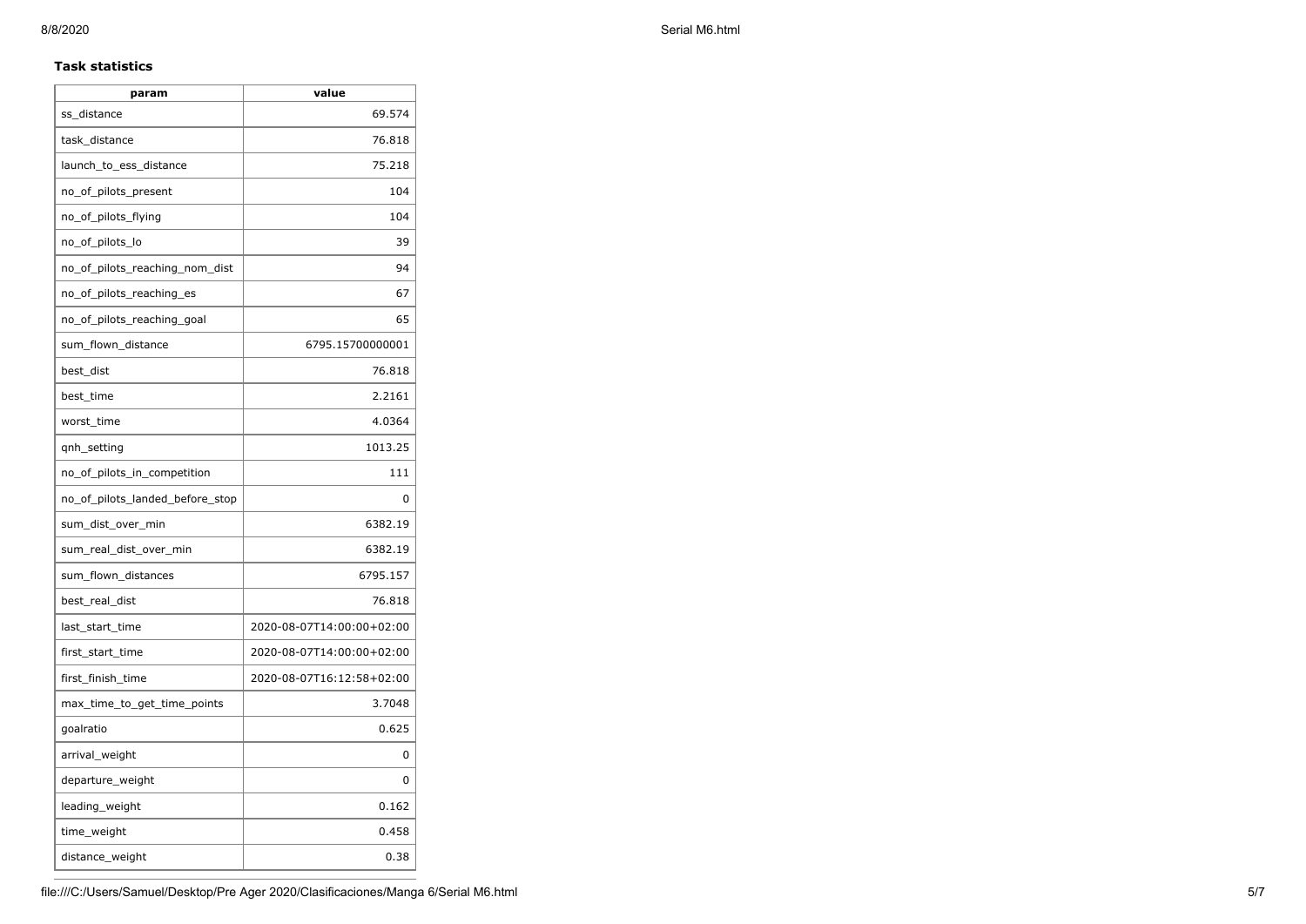### Task statistics

| param | value |
|---|---|
| ss_distance | 69.574 |
| task_distance | 76.818 |
| launch_to_ess_distance | 75.218 |
| no_of_pilots_present | 104 |
| no_of_pilots_flying | 104 |
| no_of_pilots_lo | 39 |
| no_of_pilots_reaching_nom_dist | 94 |
| no_of_pilots_reaching_es | 67 |
| no_of_pilots_reaching_goal | 65 |
| sum_flown_distance | 6795.15700000001 |
| best_dist | 76.818 |
| best_time | 2.2161 |
| worst_time | 4.0364 |
| qnh_setting | 1013.25 |
| no_of_pilots_in_competition | 111 |
| no_of_pilots_landed_before_stop | 0 |
| sum_dist_over_min | 6382.19 |
| sum_real_dist_over_min | 6382.19 |
| sum_flown_distances | 6795.157 |
| best_real_dist | 76.818 |
| last_start_time | 2020-08-07T14:00:00+02:00 |
| first_start_time | 2020-08-07T14:00:00+02:00 |
| first_finish_time | 2020-08-07T16:12:58+02:00 |
| max_time_to_get_time_points | 3.7048 |
| goalratio | 0.625 |
| arrival_weight | 0 |
| departure_weight | 0 |
| leading_weight | 0.162 |
| time_weight | 0.458 |
| distance_weight | 0.38 |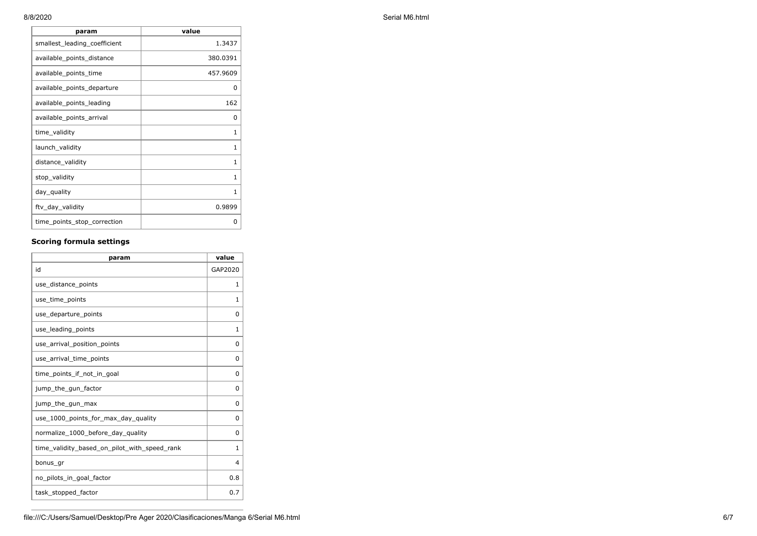| param | value |
| --- | --- |
| smallest_leading_coefficient | 1.3437 |
| available_points_distance | 380.0391 |
| available_points_time | 457.9609 |
| available_points_departure | 0 |
| available_points_leading | 162 |
| available_points_arrival | 0 |
| time_validity | 1 |
| launch_validity | 1 |
| distance_validity | 1 |
| stop_validity | 1 |
| day_quality | 1 |
| ftv_day_validity | 0.9899 |
| time_points_stop_correction | 0 |

### Scoring formula settings

| param | value |
| --- | --- |
| id | GAP2020 |
| use_distance_points | 1 |
| use_time_points | 1 |
| use_departure_points | 0 |
| use_leading_points | 1 |
| use_arrival_position_points | 0 |
| use_arrival_time_points | 0 |
| time_points_if_not_in_goal | 0 |
| jump_the_gun_factor | 0 |
| jump_the_gun_max | 0 |
| use_1000_points_for_max_day_quality | 0 |
| normalize_1000_before_day_quality | 0 |
| time_validity_based_on_pilot_with_speed_rank | 1 |
| bonus_gr | 4 |
| no_pilots_in_goal_factor | 0.8 |
| task_stopped_factor | 0.7 |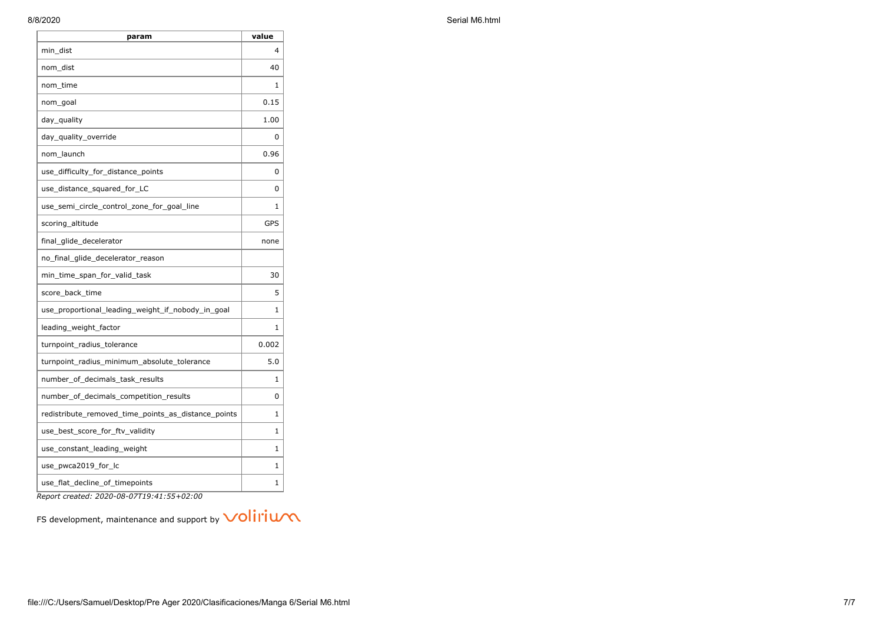| param | value |
| --- | --- |
| min_dist | 4 |
| nom_dist | 40 |
| nom_time | 1 |
| nom_goal | 0.15 |
| day_quality | 1.00 |
| day_quality_override | 0 |
| nom_launch | 0.96 |
| use_difficulty_for_distance_points | 0 |
| use_distance_squared_for_LC | 0 |
| use_semi_circle_control_zone_for_goal_line | 1 |
| scoring_altitude | GPS |
| final_glide_decelerator | none |
| no_final_glide_decelerator_reason | |
| min_time_span_for_valid_task | 30 |
| score_back_time | 5 |
| use_proportional_leading_weight_if_nobody_in_goal | 1 |
| leading_weight_factor | 1 |
| turnpoint_radius_tolerance | 0.002 |
| turnpoint_radius_minimum_absolute_tolerance | 5.0 |
| number_of_decimals_task_results | 1 |
| number_of_decimals_competition_results | 0 |
| redistribute_removed_time_points_as_distance_points | 1 |
| use_best_score_for_ftv_validity | 1 |
| use_constant_leading_weight | 1 |
| use_pwca2019_for_lc | 1 |
| use_flat_decline_of_timepoints | 1 |

*Report created: 2020-08-07T19:41:55+02:00*

FS development, maintenance and support by volirium